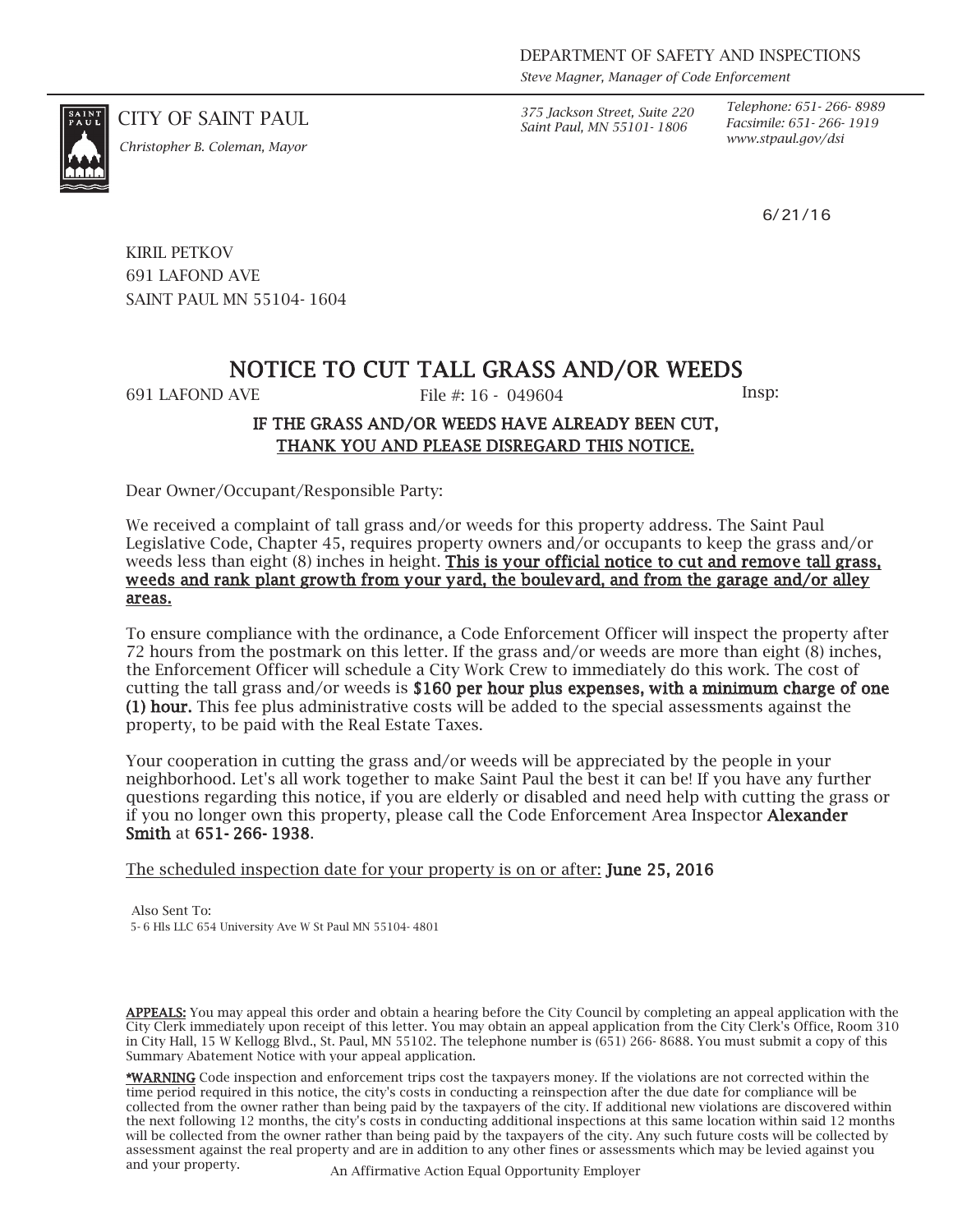DEPARTMENT OF SAFETY AND INSPECTIONS
*Steve Magner, Manager of Code Enforcement*

CITY OF SAINT PAUL
*Christopher B. Coleman, Mayor*

*375 Jackson Street, Suite 220*
*Saint Paul, MN 55101- 1806*

*Telephone: 651- 266- 8989*
*Facsimile: 651- 266- 1919*
*www.stpaul.gov/dsi*

6/21/16

KIRIL PETKOV
691 LAFOND AVE
SAINT PAUL MN 55104- 1604

# NOTICE TO CUT TALL GRASS AND/OR WEEDS

691 LAFOND AVE File #: 16 - 049604 Insp:

**IF THE GRASS AND/OR WEEDS HAVE ALREADY BEEN CUT,**
**THANK YOU AND PLEASE DISREGARD THIS NOTICE.**

Dear Owner/Occupant/Responsible Party:

We received a complaint of tall grass and/or weeds for this property address. The Saint Paul Legislative Code, Chapter 45, requires property owners and/or occupants to keep the grass and/or weeds less than eight (8) inches in height. **This is your official notice to cut and remove tall grass, weeds and rank plant growth from your yard, the boulevard, and from the garage and/or alley areas.**

To ensure compliance with the ordinance, a Code Enforcement Officer will inspect the property after 72 hours from the postmark on this letter. If the grass and/or weeds are more than eight (8) inches, the Enforcement Officer will schedule a City Work Crew to immediately do this work. The cost of cutting the tall grass and/or weeds is **$160 per hour plus expenses, with a minimum charge of one (1) hour.** This fee plus administrative costs will be added to the special assessments against the property, to be paid with the Real Estate Taxes.

Your cooperation in cutting the grass and/or weeds will be appreciated by the people in your neighborhood. Let's all work together to make Saint Paul the best it can be! If you have any further questions regarding this notice, if you are elderly or disabled and need help with cutting the grass or if you no longer own this property, please call the Code Enforcement Area Inspector **Alexander Smith** at **651- 266- 1938**.

The scheduled inspection date for your property is on or after: **June 25, 2016**

Also Sent To:
5- 6 Hls LLC 654 University Ave W St Paul MN 55104- 4801

**APPEALS:** You may appeal this order and obtain a hearing before the City Council by completing an appeal application with the City Clerk immediately upon receipt of this letter. You may obtain an appeal application from the City Clerk's Office, Room 310 in City Hall, 15 W Kellogg Blvd., St. Paul, MN 55102. The telephone number is (651) 266- 8688. You must submit a copy of this Summary Abatement Notice with your appeal application.

***WARNING** Code inspection and enforcement trips cost the taxpayers money. If the violations are not corrected within the time period required in this notice, the city's costs in conducting a reinspection after the due date for compliance will be collected from the owner rather than being paid by the taxpayers of the city. If additional new violations are discovered within the next following 12 months, the city's costs in conducting additional inspections at this same location within said 12 months will be collected from the owner rather than being paid by the taxpayers of the city. Any such future costs will be collected by assessment against the real property and are in addition to any other fines or assessments which may be levied against you and your property.

An Affirmative Action Equal Opportunity Employer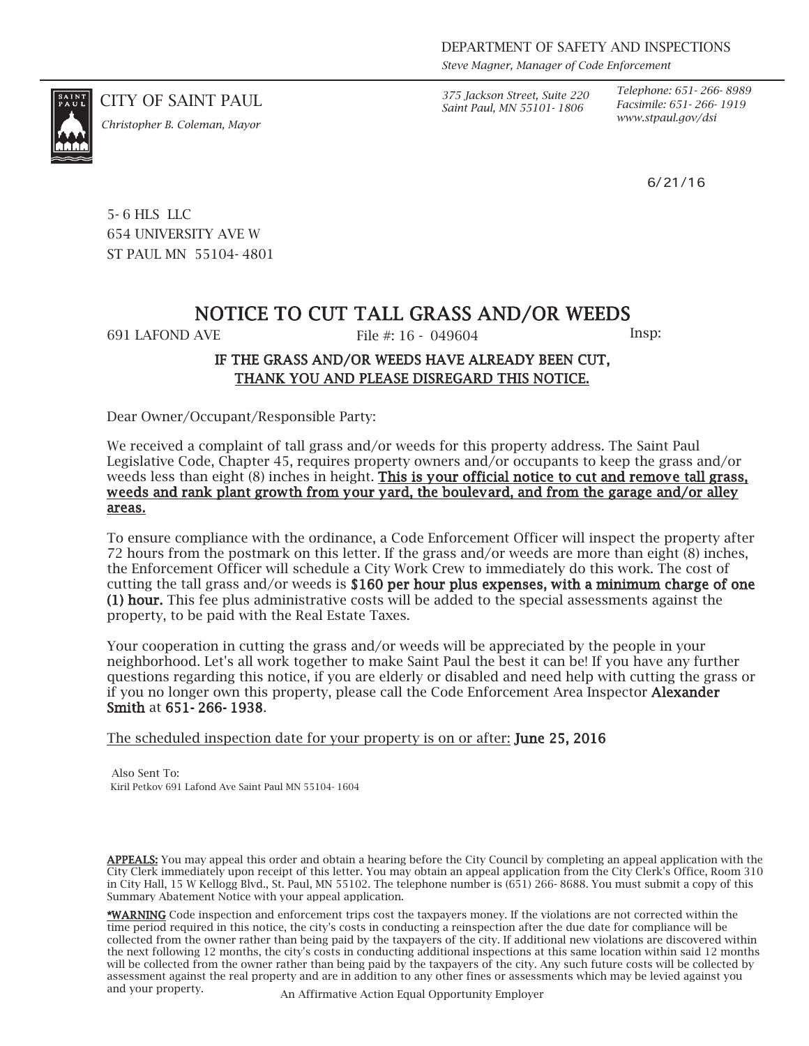DEPARTMENT OF SAFETY AND INSPECTIONS

*Steve Magner, Manager of Code Enforcement*

CITY OF SAINT PAUL

*Christopher B. Coleman, Mayor*

*375 Jackson Street, Suite 220*
*Saint Paul, MN 55101- 1806*

*Telephone: 651- 266- 8989*
*Facsimile: 651- 266- 1919*
*www.stpaul.gov/dsi*

6/21/16

5- 6 HLS LLC
654 UNIVERSITY AVE W
ST PAUL MN 55104- 4801

# NOTICE TO CUT TALL GRASS AND/OR WEEDS

691 LAFOND AVE File #: 16 - 049604 Insp:

**IF THE GRASS AND/OR WEEDS HAVE ALREADY BEEN CUT,**
**THANK YOU AND PLEASE DISREGARD THIS NOTICE.**

Dear Owner/Occupant/Responsible Party:

We received a complaint of tall grass and/or weeds for this property address. The Saint Paul Legislative Code, Chapter 45, requires property owners and/or occupants to keep the grass and/or weeds less than eight (8) inches in height. **This is your official notice to cut and remove tall grass, weeds and rank plant growth from your yard, the boulevard, and from the garage and/or alley areas.**

To ensure compliance with the ordinance, a Code Enforcement Officer will inspect the property after 72 hours from the postmark on this letter. If the grass and/or weeds are more than eight (8) inches, the Enforcement Officer will schedule a City Work Crew to immediately do this work. The cost of cutting the tall grass and/or weeds is **$160 per hour plus expenses, with a minimum charge of one (1) hour.** This fee plus administrative costs will be added to the special assessments against the property, to be paid with the Real Estate Taxes.

Your cooperation in cutting the grass and/or weeds will be appreciated by the people in your neighborhood. Let's all work together to make Saint Paul the best it can be! If you have any further questions regarding this notice, if you are elderly or disabled and need help with cutting the grass or if you no longer own this property, please call the Code Enforcement Area Inspector **Alexander Smith** at **651- 266- 1938**.

The scheduled inspection date for your property is on or after: **June 25, 2016**

Also Sent To:
Kiril Petkov 691 Lafond Ave Saint Paul MN 55104- 1604

**APPEALS:** You may appeal this order and obtain a hearing before the City Council by completing an appeal application with the City Clerk immediately upon receipt of this letter. You may obtain an appeal application from the City Clerk's Office, Room 310 in City Hall, 15 W Kellogg Blvd., St. Paul, MN 55102. The telephone number is (651) 266- 8688. You must submit a copy of this Summary Abatement Notice with your appeal application.

***WARNING** Code inspection and enforcement trips cost the taxpayers money. If the violations are not corrected within the time period required in this notice, the city's costs in conducting a reinspection after the due date for compliance will be collected from the owner rather than being paid by the taxpayers of the city. If additional new violations are discovered within the next following 12 months, the city's costs in conducting additional inspections at this same location within said 12 months will be collected from the owner rather than being paid by the taxpayers of the city. Any such future costs will be collected by assessment against the real property and are in addition to any other fines or assessments which may be levied against you and your property.

An Affirmative Action Equal Opportunity Employer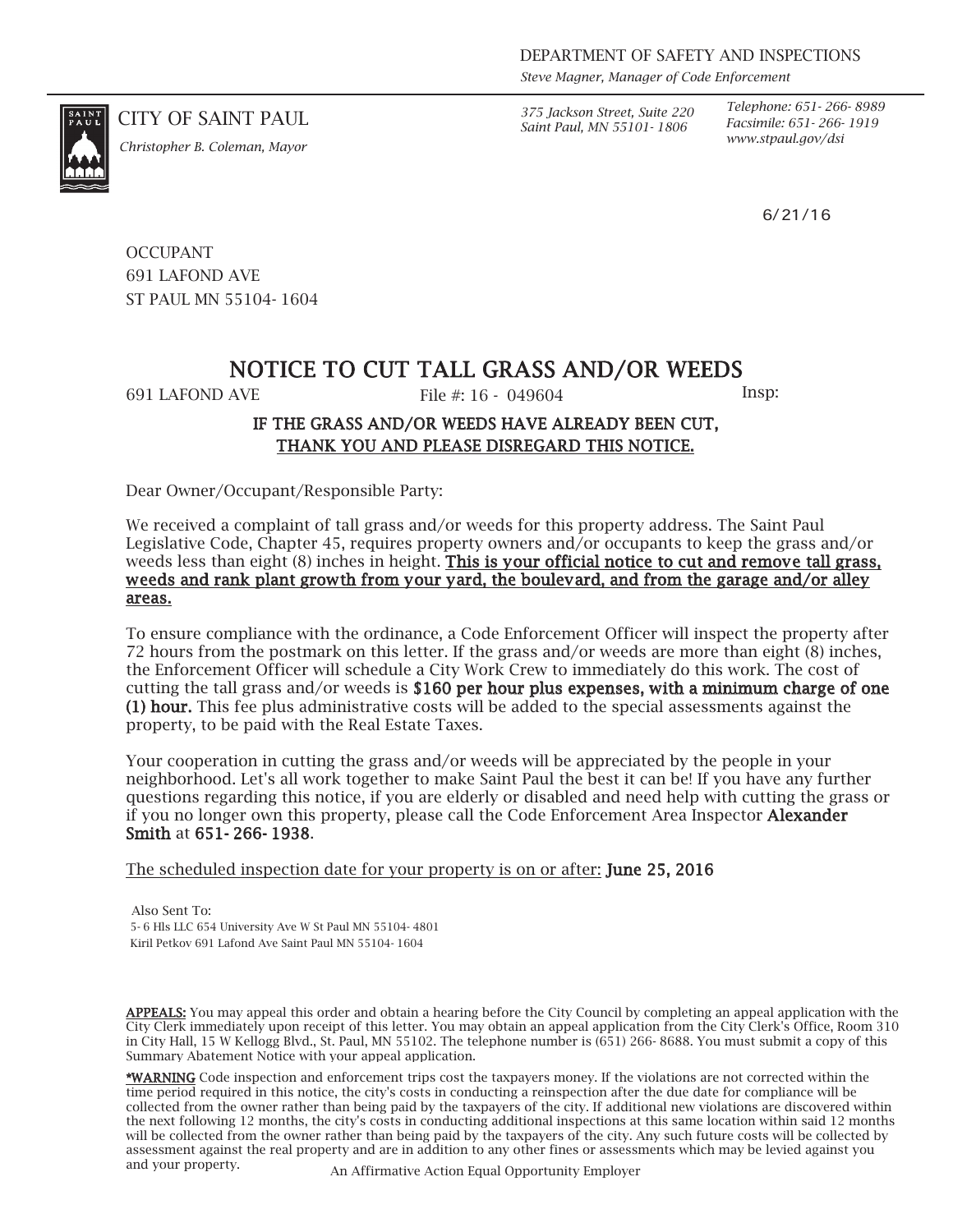DEPARTMENT OF SAFETY AND INSPECTIONS

*Steve Magner, Manager of Code Enforcement*

CITY OF SAINT PAUL

*Christopher B. Coleman, Mayor*

*375 Jackson Street, Suite 220*
*Saint Paul, MN 55101- 1806*

*Telephone: 651- 266- 8989*
*Facsimile: 651- 266- 1919*
*www.stpaul.gov/dsi*

6/21/16

OCCUPANT
691 LAFOND AVE
ST PAUL MN 55104- 1604

# NOTICE TO CUT TALL GRASS AND/OR WEEDS

691 LAFOND AVE　　　File #: 16 - 049604　　　Insp:

**IF THE GRASS AND/OR WEEDS HAVE ALREADY BEEN CUT,**
**THANK YOU AND PLEASE DISREGARD THIS NOTICE.**

Dear Owner/Occupant/Responsible Party:

We received a complaint of tall grass and/or weeds for this property address. The Saint Paul Legislative Code, Chapter 45, requires property owners and/or occupants to keep the grass and/or weeds less than eight (8) inches in height. **This is your official notice to cut and remove tall grass, weeds and rank plant growth from your yard, the boulevard, and from the garage and/or alley areas.**

To ensure compliance with the ordinance, a Code Enforcement Officer will inspect the property after 72 hours from the postmark on this letter. If the grass and/or weeds are more than eight (8) inches, the Enforcement Officer will schedule a City Work Crew to immediately do this work. The cost of cutting the tall grass and/or weeds is **$160 per hour plus expenses, with a minimum charge of one (1) hour.** This fee plus administrative costs will be added to the special assessments against the property, to be paid with the Real Estate Taxes.

Your cooperation in cutting the grass and/or weeds will be appreciated by the people in your neighborhood. Let's all work together to make Saint Paul the best it can be! If you have any further questions regarding this notice, if you are elderly or disabled and need help with cutting the grass or if you no longer own this property, please call the Code Enforcement Area Inspector **Alexander Smith** at **651- 266- 1938**.

The scheduled inspection date for your property is on or after: **June 25, 2016**

Also Sent To:
5- 6 Hls LLC 654 University Ave W St Paul MN 55104- 4801
Kiril Petkov 691 Lafond Ave Saint Paul MN 55104- 1604

**APPEALS:** You may appeal this order and obtain a hearing before the City Council by completing an appeal application with the City Clerk immediately upon receipt of this letter. You may obtain an appeal application from the City Clerk's Office, Room 310 in City Hall, 15 W Kellogg Blvd., St. Paul, MN 55102. The telephone number is (651) 266- 8688. You must submit a copy of this Summary Abatement Notice with your appeal application.

**\*WARNING** Code inspection and enforcement trips cost the taxpayers money. If the violations are not corrected within the time period required in this notice, the city's costs in conducting a reinspection after the due date for compliance will be collected from the owner rather than being paid by the taxpayers of the city. If additional new violations are discovered within the next following 12 months, the city's costs in conducting additional inspections at this same location within said 12 months will be collected from the owner rather than being paid by the taxpayers of the city. Any such future costs will be collected by assessment against the real property and are in addition to any other fines or assessments which may be levied against you and your property.

An Affirmative Action Equal Opportunity Employer